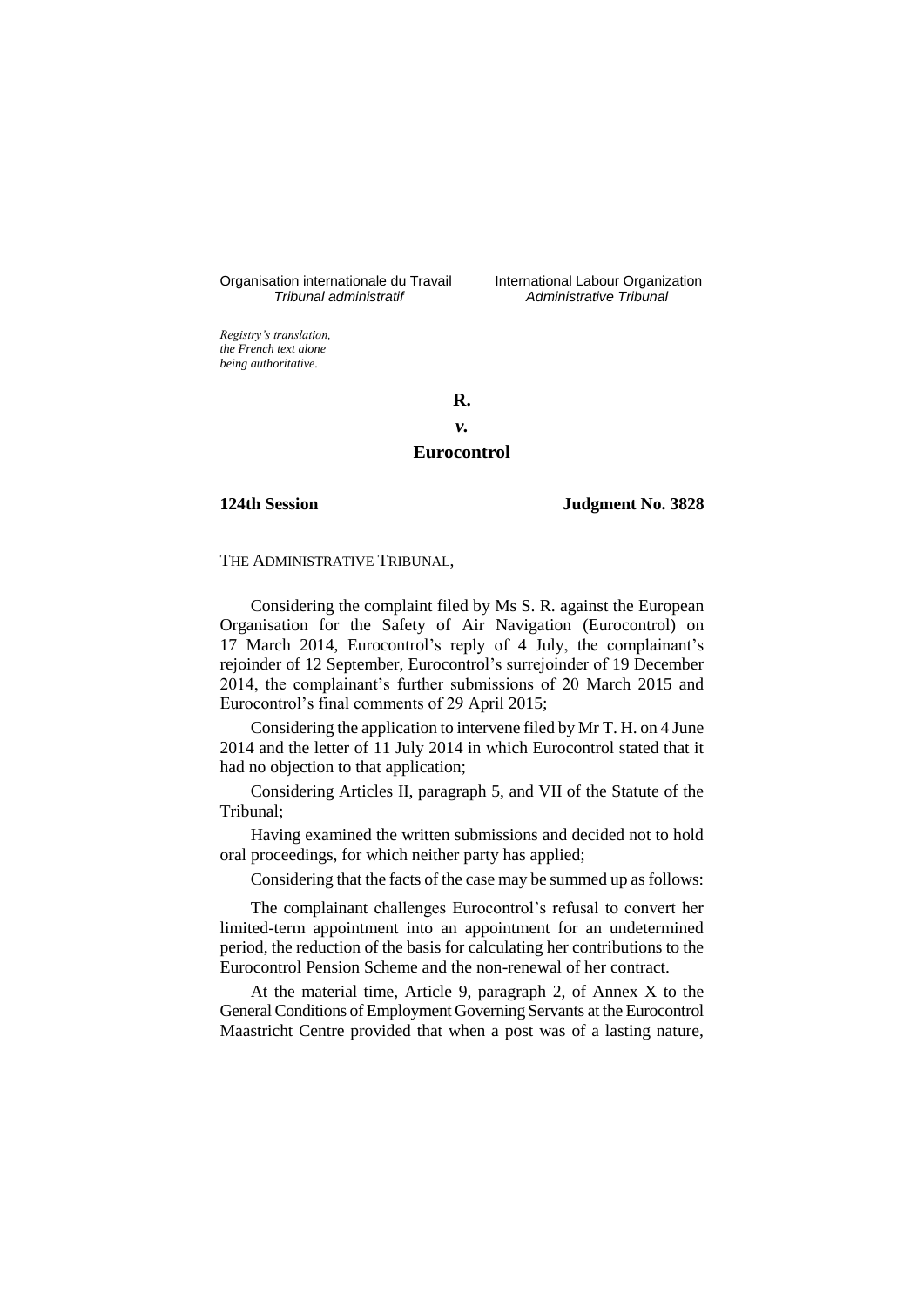Organisation internationale du Travail
*Tribunal administratif*

International Labour Organization
*Administrative Tribunal*

*Registry's translation, the French text alone being authoritative.*

**R.**

***v.***

**Eurocontrol**

**124th Session** **Judgment No. 3828**

THE ADMINISTRATIVE TRIBUNAL,

Considering the complaint filed by Ms S. R. against the European Organisation for the Safety of Air Navigation (Eurocontrol) on 17 March 2014, Eurocontrol's reply of 4 July, the complainant's rejoinder of 12 September, Eurocontrol's surrejoinder of 19 December 2014, the complainant's further submissions of 20 March 2015 and Eurocontrol's final comments of 29 April 2015;

Considering the application to intervene filed by Mr T. H. on 4 June 2014 and the letter of 11 July 2014 in which Eurocontrol stated that it had no objection to that application;

Considering Articles II, paragraph 5, and VII of the Statute of the Tribunal;

Having examined the written submissions and decided not to hold oral proceedings, for which neither party has applied;

Considering that the facts of the case may be summed up as follows:

The complainant challenges Eurocontrol's refusal to convert her limited-term appointment into an appointment for an undetermined period, the reduction of the basis for calculating her contributions to the Eurocontrol Pension Scheme and the non-renewal of her contract.

At the material time, Article 9, paragraph 2, of Annex X to the General Conditions of Employment Governing Servants at the Eurocontrol Maastricht Centre provided that when a post was of a lasting nature,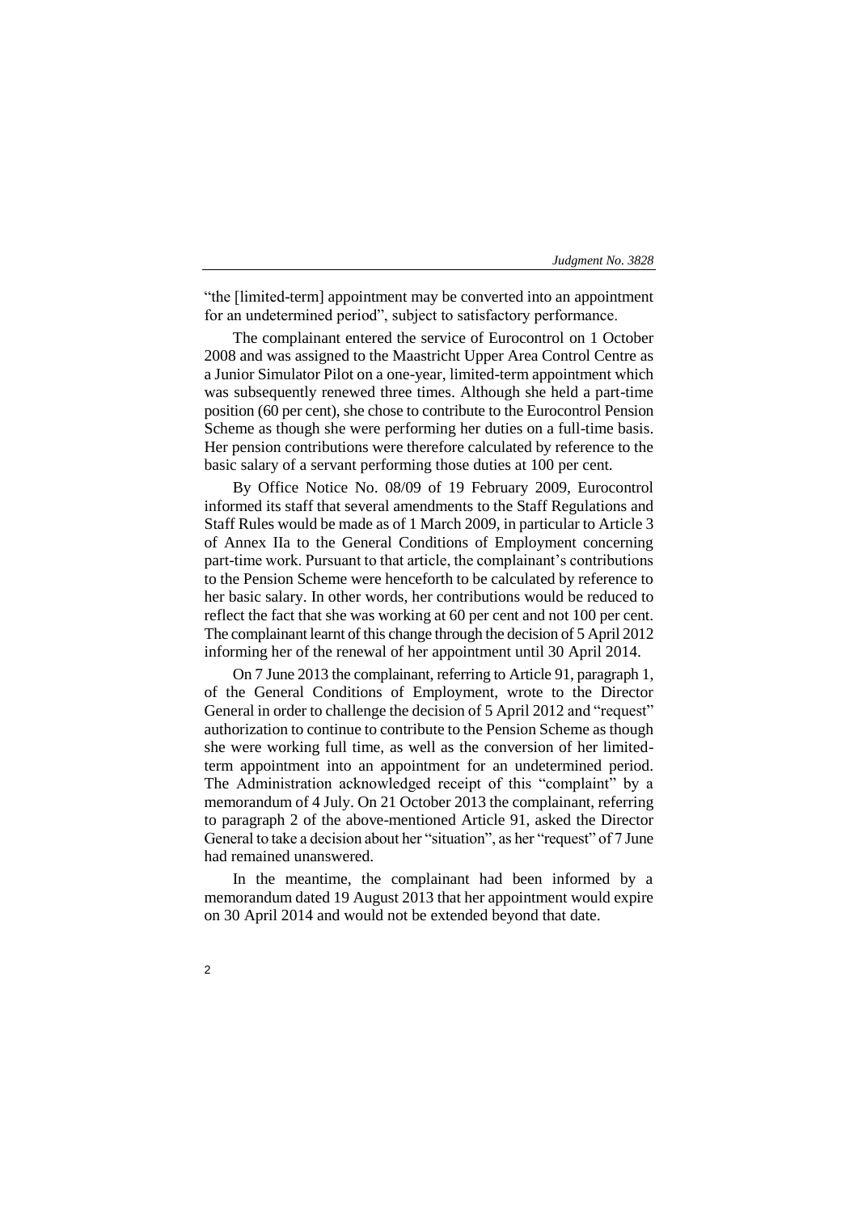"the [limited-term] appointment may be converted into an appointment for an undetermined period", subject to satisfactory performance.

The complainant entered the service of Eurocontrol on 1 October 2008 and was assigned to the Maastricht Upper Area Control Centre as a Junior Simulator Pilot on a one-year, limited-term appointment which was subsequently renewed three times. Although she held a part-time position (60 per cent), she chose to contribute to the Eurocontrol Pension Scheme as though she were performing her duties on a full-time basis. Her pension contributions were therefore calculated by reference to the basic salary of a servant performing those duties at 100 per cent.

By Office Notice No. 08/09 of 19 February 2009, Eurocontrol informed its staff that several amendments to the Staff Regulations and Staff Rules would be made as of 1 March 2009, in particular to Article 3 of Annex IIa to the General Conditions of Employment concerning part-time work. Pursuant to that article, the complainant's contributions to the Pension Scheme were henceforth to be calculated by reference to her basic salary. In other words, her contributions would be reduced to reflect the fact that she was working at 60 per cent and not 100 per cent. The complainant learnt of this change through the decision of 5 April 2012 informing her of the renewal of her appointment until 30 April 2014.

On 7 June 2013 the complainant, referring to Article 91, paragraph 1, of the General Conditions of Employment, wrote to the Director General in order to challenge the decision of 5 April 2012 and "request" authorization to continue to contribute to the Pension Scheme as though she were working full time, as well as the conversion of her limited-term appointment into an appointment for an undetermined period. The Administration acknowledged receipt of this "complaint" by a memorandum of 4 July. On 21 October 2013 the complainant, referring to paragraph 2 of the above-mentioned Article 91, asked the Director General to take a decision about her "situation", as her "request" of 7 June had remained unanswered.

In the meantime, the complainant had been informed by a memorandum dated 19 August 2013 that her appointment would expire on 30 April 2014 and would not be extended beyond that date.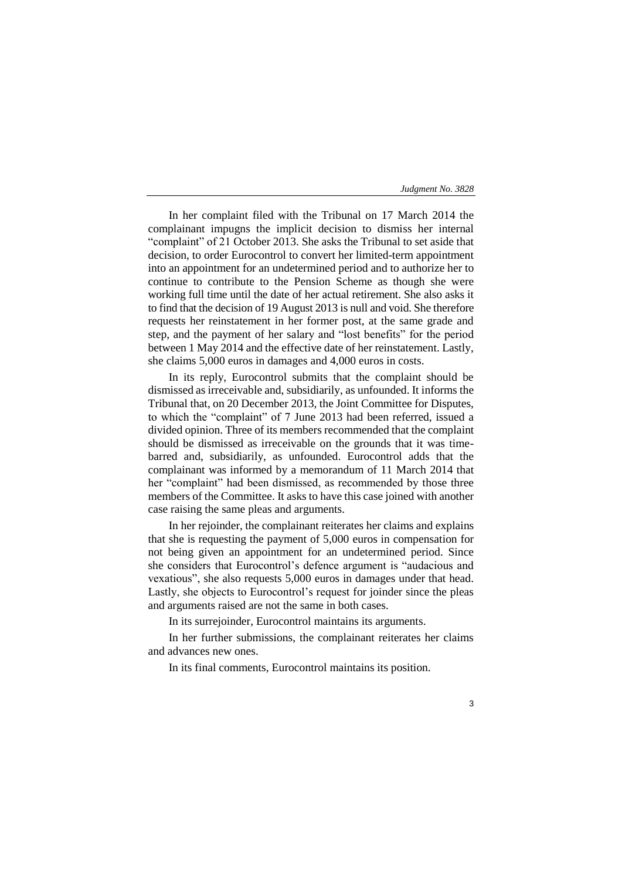In her complaint filed with the Tribunal on 17 March 2014 the complainant impugns the implicit decision to dismiss her internal "complaint" of 21 October 2013. She asks the Tribunal to set aside that decision, to order Eurocontrol to convert her limited-term appointment into an appointment for an undetermined period and to authorize her to continue to contribute to the Pension Scheme as though she were working full time until the date of her actual retirement. She also asks it to find that the decision of 19 August 2013 is null and void. She therefore requests her reinstatement in her former post, at the same grade and step, and the payment of her salary and "lost benefits" for the period between 1 May 2014 and the effective date of her reinstatement. Lastly, she claims 5,000 euros in damages and 4,000 euros in costs.

In its reply, Eurocontrol submits that the complaint should be dismissed as irreceivable and, subsidiarily, as unfounded. It informs the Tribunal that, on 20 December 2013, the Joint Committee for Disputes, to which the "complaint" of 7 June 2013 had been referred, issued a divided opinion. Three of its members recommended that the complaint should be dismissed as irreceivable on the grounds that it was time-barred and, subsidiarily, as unfounded. Eurocontrol adds that the complainant was informed by a memorandum of 11 March 2014 that her "complaint" had been dismissed, as recommended by those three members of the Committee. It asks to have this case joined with another case raising the same pleas and arguments.

In her rejoinder, the complainant reiterates her claims and explains that she is requesting the payment of 5,000 euros in compensation for not being given an appointment for an undetermined period. Since she considers that Eurocontrol's defence argument is "audacious and vexatious", she also requests 5,000 euros in damages under that head. Lastly, she objects to Eurocontrol's request for joinder since the pleas and arguments raised are not the same in both cases.

In its surrejoinder, Eurocontrol maintains its arguments.

In her further submissions, the complainant reiterates her claims and advances new ones.

In its final comments, Eurocontrol maintains its position.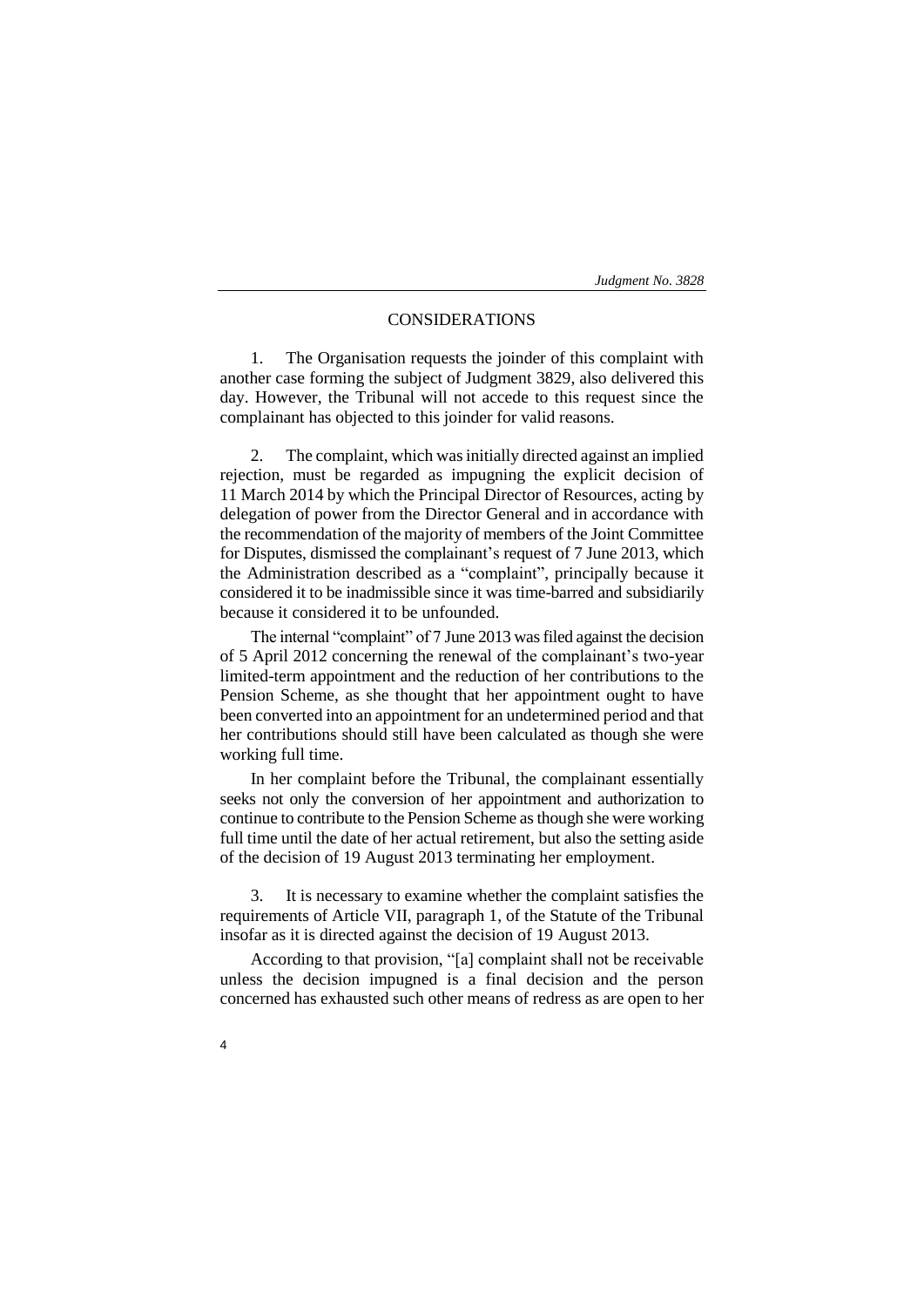## CONSIDERATIONS

1. The Organisation requests the joinder of this complaint with another case forming the subject of Judgment 3829, also delivered this day. However, the Tribunal will not accede to this request since the complainant has objected to this joinder for valid reasons.

2. The complaint, which was initially directed against an implied rejection, must be regarded as impugning the explicit decision of 11 March 2014 by which the Principal Director of Resources, acting by delegation of power from the Director General and in accordance with the recommendation of the majority of members of the Joint Committee for Disputes, dismissed the complainant's request of 7 June 2013, which the Administration described as a "complaint", principally because it considered it to be inadmissible since it was time-barred and subsidiarily because it considered it to be unfounded.

The internal "complaint" of 7 June 2013 was filed against the decision of 5 April 2012 concerning the renewal of the complainant's two-year limited-term appointment and the reduction of her contributions to the Pension Scheme, as she thought that her appointment ought to have been converted into an appointment for an undetermined period and that her contributions should still have been calculated as though she were working full time.

In her complaint before the Tribunal, the complainant essentially seeks not only the conversion of her appointment and authorization to continue to contribute to the Pension Scheme as though she were working full time until the date of her actual retirement, but also the setting aside of the decision of 19 August 2013 terminating her employment.

3. It is necessary to examine whether the complaint satisfies the requirements of Article VII, paragraph 1, of the Statute of the Tribunal insofar as it is directed against the decision of 19 August 2013.

According to that provision, "[a] complaint shall not be receivable unless the decision impugned is a final decision and the person concerned has exhausted such other means of redress as are open to her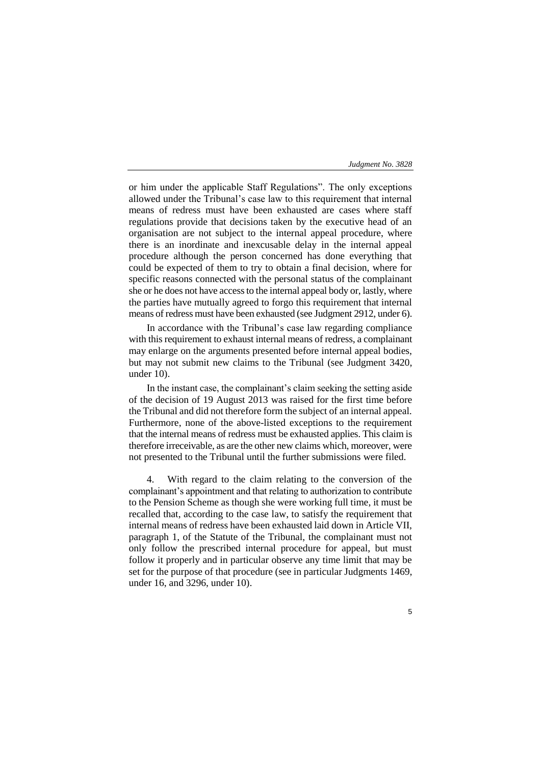or him under the applicable Staff Regulations". The only exceptions allowed under the Tribunal's case law to this requirement that internal means of redress must have been exhausted are cases where staff regulations provide that decisions taken by the executive head of an organisation are not subject to the internal appeal procedure, where there is an inordinate and inexcusable delay in the internal appeal procedure although the person concerned has done everything that could be expected of them to try to obtain a final decision, where for specific reasons connected with the personal status of the complainant she or he does not have access to the internal appeal body or, lastly, where the parties have mutually agreed to forgo this requirement that internal means of redress must have been exhausted (see Judgment 2912, under 6).

In accordance with the Tribunal's case law regarding compliance with this requirement to exhaust internal means of redress, a complainant may enlarge on the arguments presented before internal appeal bodies, but may not submit new claims to the Tribunal (see Judgment 3420, under 10).

In the instant case, the complainant's claim seeking the setting aside of the decision of 19 August 2013 was raised for the first time before the Tribunal and did not therefore form the subject of an internal appeal. Furthermore, none of the above-listed exceptions to the requirement that the internal means of redress must be exhausted applies. This claim is therefore irreceivable, as are the other new claims which, moreover, were not presented to the Tribunal until the further submissions were filed.

4. With regard to the claim relating to the conversion of the complainant's appointment and that relating to authorization to contribute to the Pension Scheme as though she were working full time, it must be recalled that, according to the case law, to satisfy the requirement that internal means of redress have been exhausted laid down in Article VII, paragraph 1, of the Statute of the Tribunal, the complainant must not only follow the prescribed internal procedure for appeal, but must follow it properly and in particular observe any time limit that may be set for the purpose of that procedure (see in particular Judgments 1469, under 16, and 3296, under 10).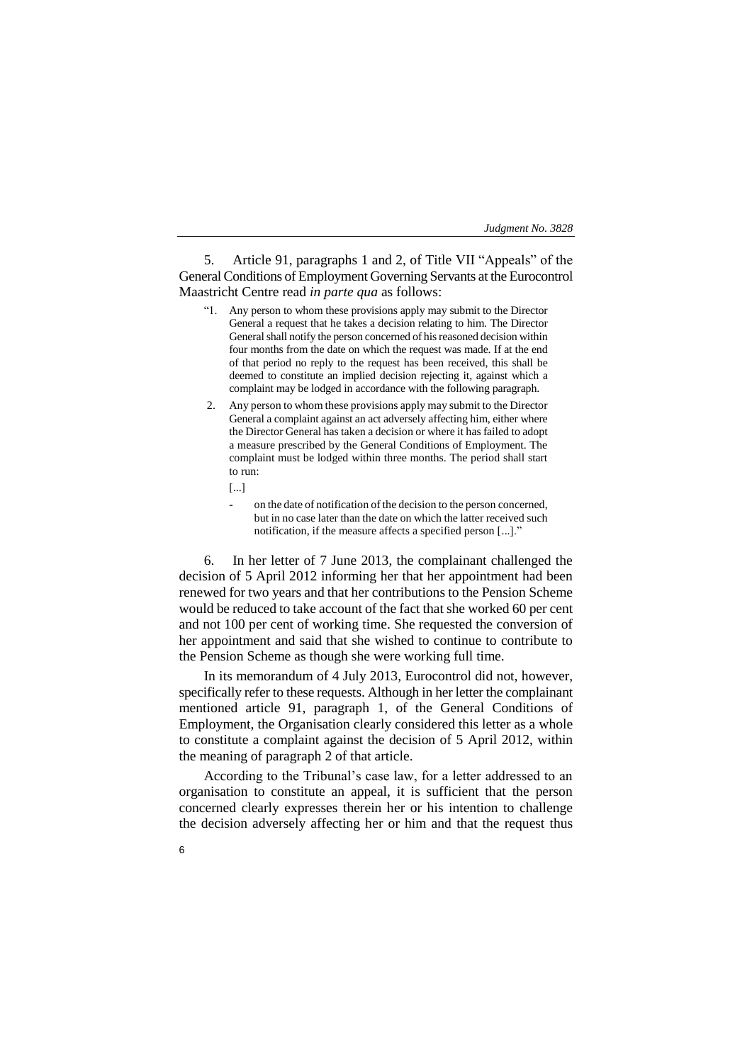5. Article 91, paragraphs 1 and 2, of Title VII "Appeals" of the General Conditions of Employment Governing Servants at the Eurocontrol Maastricht Centre read *in parte qua* as follows:

> "1. Any person to whom these provisions apply may submit to the Director General a request that he takes a decision relating to him. The Director General shall notify the person concerned of his reasoned decision within four months from the date on which the request was made. If at the end of that period no reply to the request has been received, this shall be deemed to constitute an implied decision rejecting it, against which a complaint may be lodged in accordance with the following paragraph.
>
> 2. Any person to whom these provisions apply may submit to the Director General a complaint against an act adversely affecting him, either where the Director General has taken a decision or where it has failed to adopt a measure prescribed by the General Conditions of Employment. The complaint must be lodged within three months. The period shall start to run:
>
> [...]
>
> - on the date of notification of the decision to the person concerned, but in no case later than the date on which the latter received such notification, if the measure affects a specified person [...]."

6. In her letter of 7 June 2013, the complainant challenged the decision of 5 April 2012 informing her that her appointment had been renewed for two years and that her contributions to the Pension Scheme would be reduced to take account of the fact that she worked 60 per cent and not 100 per cent of working time. She requested the conversion of her appointment and said that she wished to continue to contribute to the Pension Scheme as though she were working full time.

In its memorandum of 4 July 2013, Eurocontrol did not, however, specifically refer to these requests. Although in her letter the complainant mentioned article 91, paragraph 1, of the General Conditions of Employment, the Organisation clearly considered this letter as a whole to constitute a complaint against the decision of 5 April 2012, within the meaning of paragraph 2 of that article.

According to the Tribunal's case law, for a letter addressed to an organisation to constitute an appeal, it is sufficient that the person concerned clearly expresses therein her or his intention to challenge the decision adversely affecting her or him and that the request thus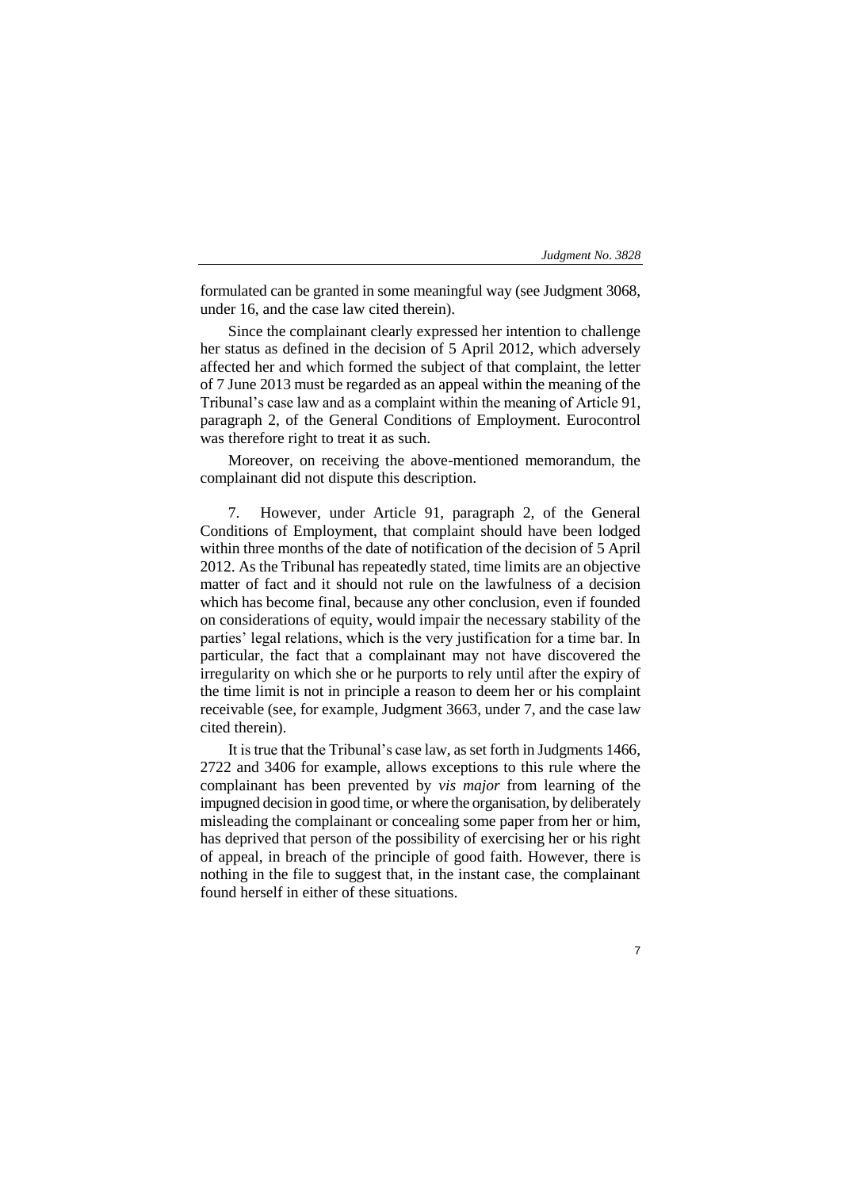formulated can be granted in some meaningful way (see Judgment 3068, under 16, and the case law cited therein).

Since the complainant clearly expressed her intention to challenge her status as defined in the decision of 5 April 2012, which adversely affected her and which formed the subject of that complaint, the letter of 7 June 2013 must be regarded as an appeal within the meaning of the Tribunal's case law and as a complaint within the meaning of Article 91, paragraph 2, of the General Conditions of Employment. Eurocontrol was therefore right to treat it as such.

Moreover, on receiving the above-mentioned memorandum, the complainant did not dispute this description.

7. However, under Article 91, paragraph 2, of the General Conditions of Employment, that complaint should have been lodged within three months of the date of notification of the decision of 5 April 2012. As the Tribunal has repeatedly stated, time limits are an objective matter of fact and it should not rule on the lawfulness of a decision which has become final, because any other conclusion, even if founded on considerations of equity, would impair the necessary stability of the parties' legal relations, which is the very justification for a time bar. In particular, the fact that a complainant may not have discovered the irregularity on which she or he purports to rely until after the expiry of the time limit is not in principle a reason to deem her or his complaint receivable (see, for example, Judgment 3663, under 7, and the case law cited therein).

It is true that the Tribunal's case law, as set forth in Judgments 1466, 2722 and 3406 for example, allows exceptions to this rule where the complainant has been prevented by *vis major* from learning of the impugned decision in good time, or where the organisation, by deliberately misleading the complainant or concealing some paper from her or him, has deprived that person of the possibility of exercising her or his right of appeal, in breach of the principle of good faith. However, there is nothing in the file to suggest that, in the instant case, the complainant found herself in either of these situations.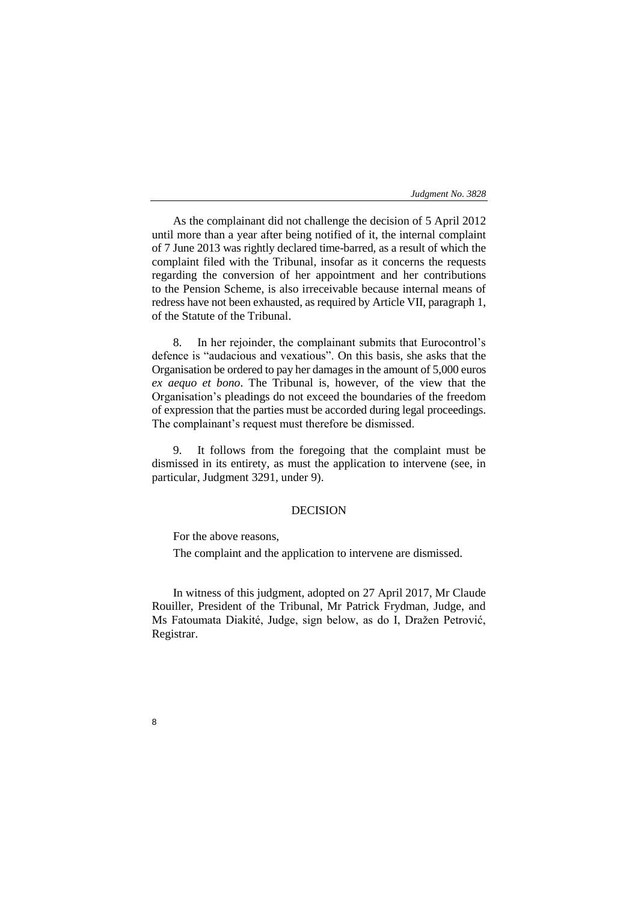As the complainant did not challenge the decision of 5 April 2012 until more than a year after being notified of it, the internal complaint of 7 June 2013 was rightly declared time-barred, as a result of which the complaint filed with the Tribunal, insofar as it concerns the requests regarding the conversion of her appointment and her contributions to the Pension Scheme, is also irreceivable because internal means of redress have not been exhausted, as required by Article VII, paragraph 1, of the Statute of the Tribunal.

8. In her rejoinder, the complainant submits that Eurocontrol's defence is "audacious and vexatious". On this basis, she asks that the Organisation be ordered to pay her damages in the amount of 5,000 euros *ex aequo et bono*. The Tribunal is, however, of the view that the Organisation's pleadings do not exceed the boundaries of the freedom of expression that the parties must be accorded during legal proceedings. The complainant's request must therefore be dismissed.

9. It follows from the foregoing that the complaint must be dismissed in its entirety, as must the application to intervene (see, in particular, Judgment 3291, under 9).

## DECISION

For the above reasons,

The complaint and the application to intervene are dismissed.

In witness of this judgment, adopted on 27 April 2017, Mr Claude Rouiller, President of the Tribunal, Mr Patrick Frydman, Judge, and Ms Fatoumata Diakité, Judge, sign below, as do I, Dražen Petrović, Registrar.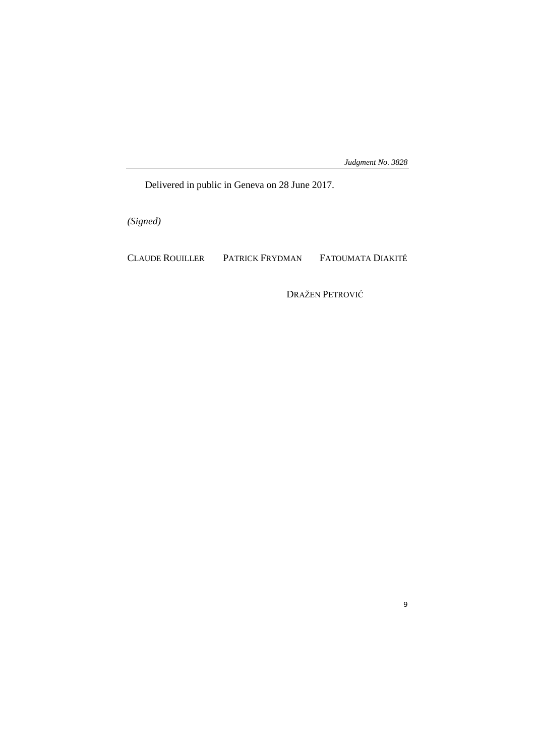Delivered in public in Geneva on 28 June 2017.

*(Signed)*

CLAUDE ROUILLER PATRICK FRYDMAN FATOUMATA DIAKITÉ

DRAŽEN PETROVIĆ